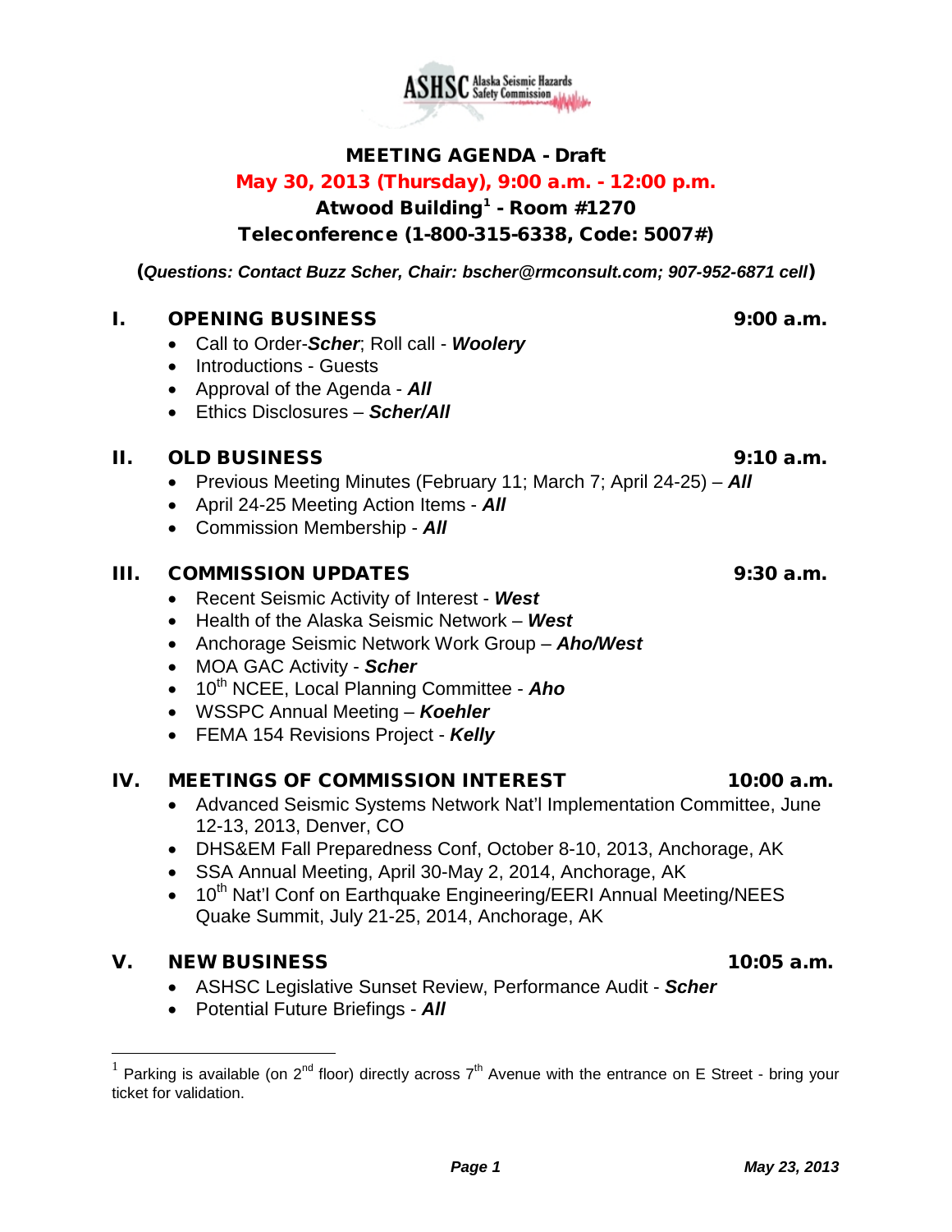ASHSC Alaska Seismic Hazards Safety Commission

# MEETING AGENDA - Draft

## May 30, 2013 (Thursday), 9:00 a.m. - 12:00 p.m.

## Atwood Building[1] - Room #1270

## Teleconference (1-800-315-6338, Code: 5007#)

(***Questions: Contact Buzz Scher, Chair: bscher@rmconsult.com; 907-952-6871 cell***)

## I. OPENING BUSINESS — 9:00 a.m.

- Call to Order-***Scher***; Roll call - ***Woolery***
- Introductions - Guests
- Approval of the Agenda - ***All***
- Ethics Disclosures – ***Scher/All***

## II. OLD BUSINESS — 9:10 a.m.

- Previous Meeting Minutes (February 11; March 7; April 24-25) – ***All***
- April 24-25 Meeting Action Items - ***All***
- Commission Membership - ***All***

## III. COMMISSION UPDATES — 9:30 a.m.

- Recent Seismic Activity of Interest - ***West***
- Health of the Alaska Seismic Network – ***West***
- Anchorage Seismic Network Work Group – ***Aho/West***
- MOA GAC Activity - ***Scher***
- 10th NCEE, Local Planning Committee - ***Aho***
- WSSPC Annual Meeting – ***Koehler***
- FEMA 154 Revisions Project - ***Kelly***

## IV. MEETINGS OF COMMISSION INTEREST — 10:00 a.m.

- Advanced Seismic Systems Network Nat'l Implementation Committee, June 12-13, 2013, Denver, CO
- DHS&EM Fall Preparedness Conf, October 8-10, 2013, Anchorage, AK
- SSA Annual Meeting, April 30-May 2, 2014, Anchorage, AK
- 10th Nat'l Conf on Earthquake Engineering/EERI Annual Meeting/NEES Quake Summit, July 21-25, 2014, Anchorage, AK

## V. NEW BUSINESS — 10:05 a.m.

- ASHSC Legislative Sunset Review, Performance Audit - ***Scher***
- Potential Future Briefings - ***All***

---

[1] Parking is available (on 2nd floor) directly across 7th Avenue with the entrance on E Street - bring your ticket for validation.

*May 23, 2013*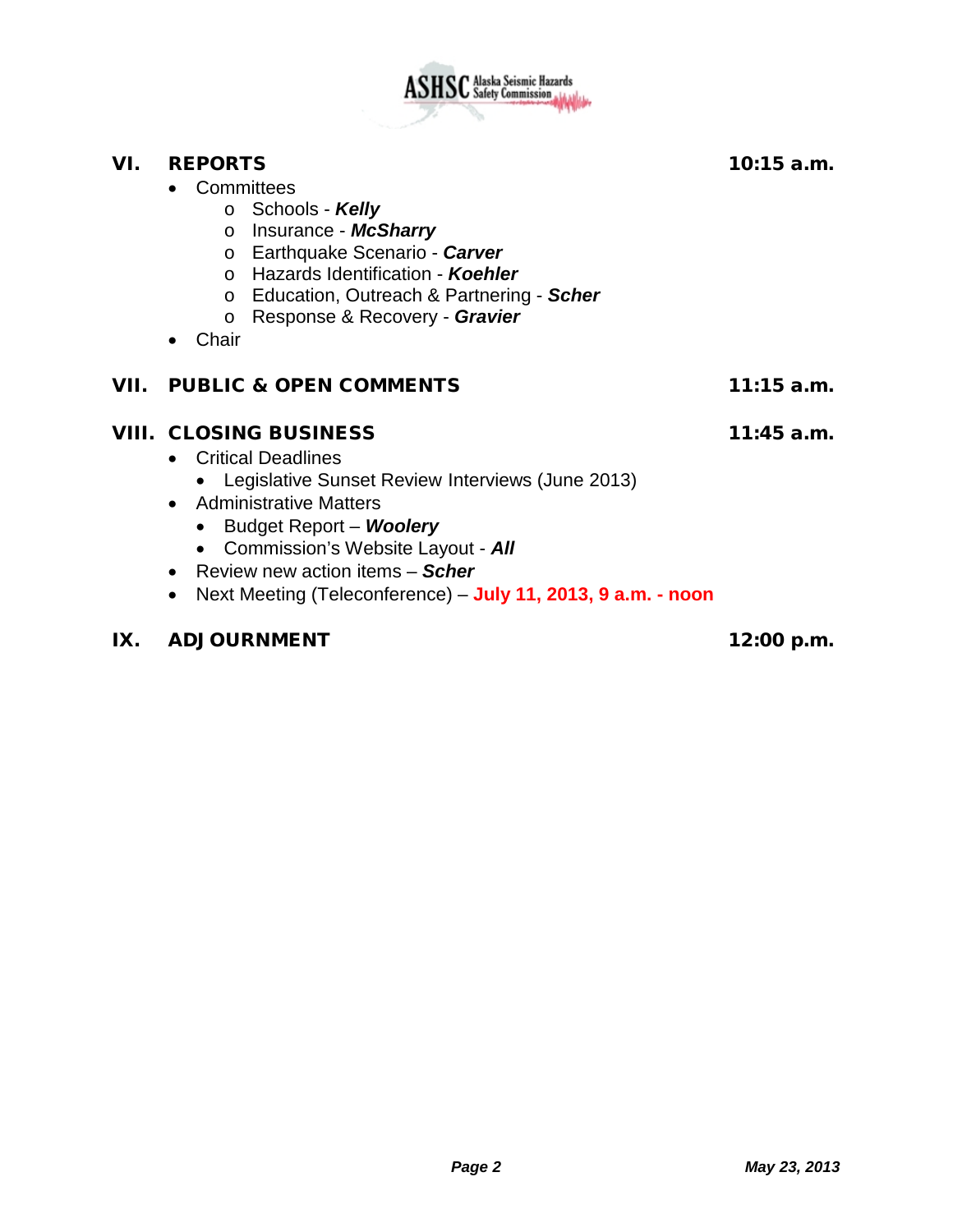## VI. REPORTS — 10:15 a.m.

- Committees
  - Schools - ***Kelly***
  - Insurance - ***McSharry***
  - Earthquake Scenario - ***Carver***
  - Hazards Identification - ***Koehler***
  - Education, Outreach & Partnering - ***Scher***
  - Response & Recovery - ***Gravier***
- Chair

## VII. PUBLIC & OPEN COMMENTS — 11:15 a.m.

## VIII. CLOSING BUSINESS — 11:45 a.m.

- Critical Deadlines
  - Legislative Sunset Review Interviews (June 2013)
- Administrative Matters
  - Budget Report – ***Woolery***
  - Commission's Website Layout - ***All***
- Review new action items – ***Scher***
- Next Meeting (Teleconference) – **July 11, 2013, 9 a.m. - noon**

## IX. ADJOURNMENT — 12:00 p.m.